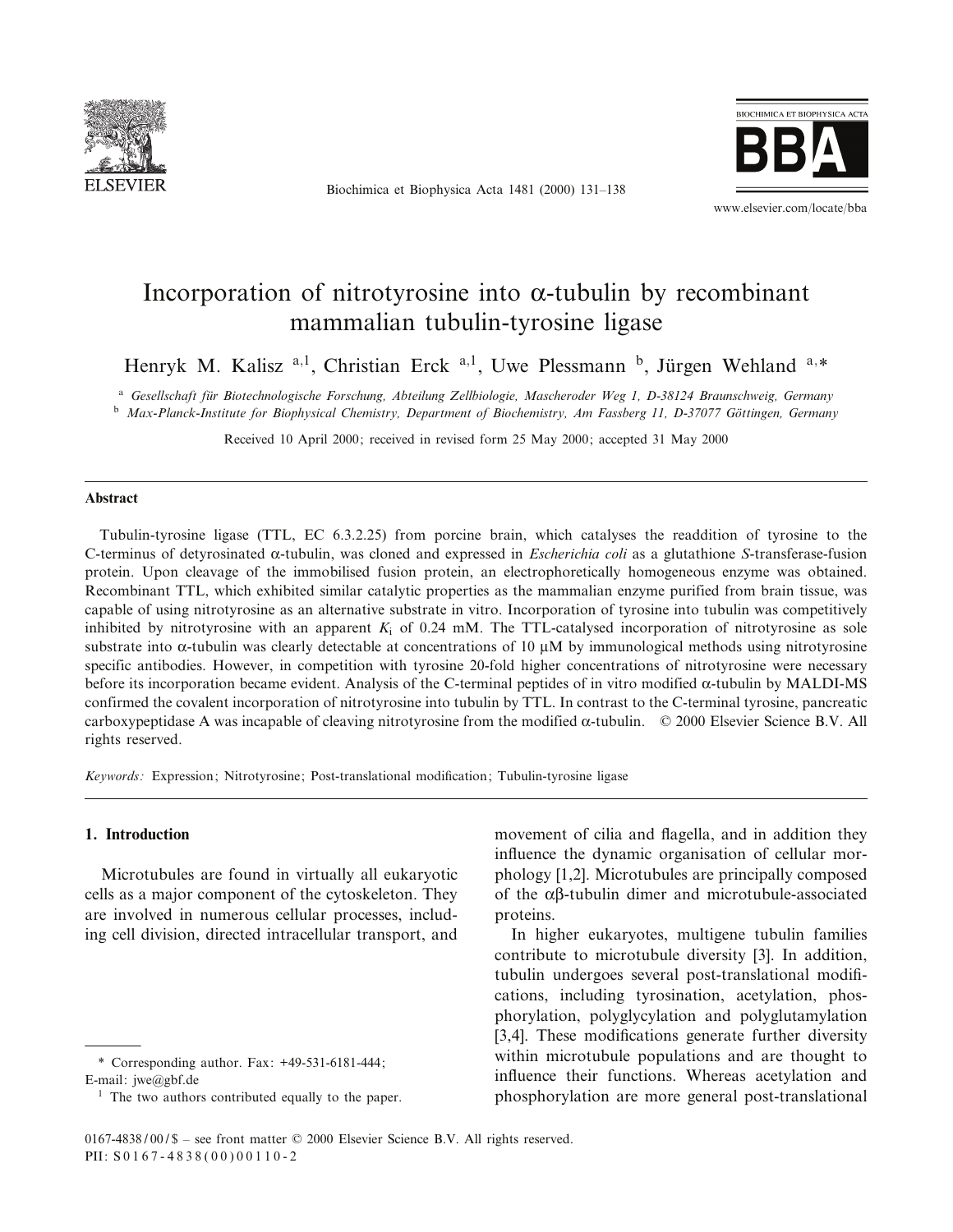# Incorporation of nitrotyrosine into α-tubulin by recombinant mammalian tubulin-tyrosine ligase

Henryk M. Kalisz [a,1], Christian Erck [a,1], Uwe Plessmann [b], Jürgen Wehland [a,*]

[a] Gesellschaft für Biotechnologische Forschung, Abteilung Zellbiologie, Mascheroder Weg 1, D-38124 Braunschweig, Germany

[b] Max-Planck-Institute for Biophysical Chemistry, Department of Biochemistry, Am Fassberg 11, D-37077 Göttingen, Germany

Received 10 April 2000; received in revised form 25 May 2000; accepted 31 May 2000

## Abstract

Tubulin-tyrosine ligase (TTL, EC 6.3.2.25) from porcine brain, which catalyses the readdition of tyrosine to the C-terminus of detyrosinated α-tubulin, was cloned and expressed in *Escherichia coli* as a glutathione *S*-transferase-fusion protein. Upon cleavage of the immobilised fusion protein, an electrophoretically homogeneous enzyme was obtained. Recombinant TTL, which exhibited similar catalytic properties as the mammalian enzyme purified from brain tissue, was capable of using nitrotyrosine as an alternative substrate in vitro. Incorporation of tyrosine into tubulin was competitively inhibited by nitrotyrosine with an apparent $K_i$ of 0.24 mM. The TTL-catalysed incorporation of nitrotyrosine as sole substrate into α-tubulin was clearly detectable at concentrations of 10 μM by immunological methods using nitrotyrosine specific antibodies. However, in competition with tyrosine 20-fold higher concentrations of nitrotyrosine were necessary before its incorporation became evident. Analysis of the C-terminal peptides of in vitro modified α-tubulin by MALDI-MS confirmed the covalent incorporation of nitrotyrosine into tubulin by TTL. In contrast to the C-terminal tyrosine, pancreatic carboxypeptidase A was incapable of cleaving nitrotyrosine from the modified α-tubulin. © 2000 Elsevier Science B.V. All rights reserved.

*Keywords:* Expression; Nitrotyrosine; Post-translational modification; Tubulin-tyrosine ligase

## 1. Introduction

Microtubules are found in virtually all eukaryotic cells as a major component of the cytoskeleton. They are involved in numerous cellular processes, including cell division, directed intracellular transport, and movement of cilia and flagella, and in addition they influence the dynamic organisation of cellular morphology [1,2]. Microtubules are principally composed of the αβ-tubulin dimer and microtubule-associated proteins.

In higher eukaryotes, multigene tubulin families contribute to microtubule diversity [3]. In addition, tubulin undergoes several post-translational modifications, including tyrosination, acetylation, phosphorylation, polyglycylation and polyglutamylation [3,4]. These modifications generate further diversity within microtubule populations and are thought to influence their functions. Whereas acetylation and phosphorylation are more general post-translational

\* Corresponding author. Fax: +49-531-6181-444; E-mail: jwe@gbf.de

[1] The two authors contributed equally to the paper.

0167-4838/00/$ – see front matter © 2000 Elsevier Science B.V. All rights reserved.
PII: S0167-4838(00)00110-2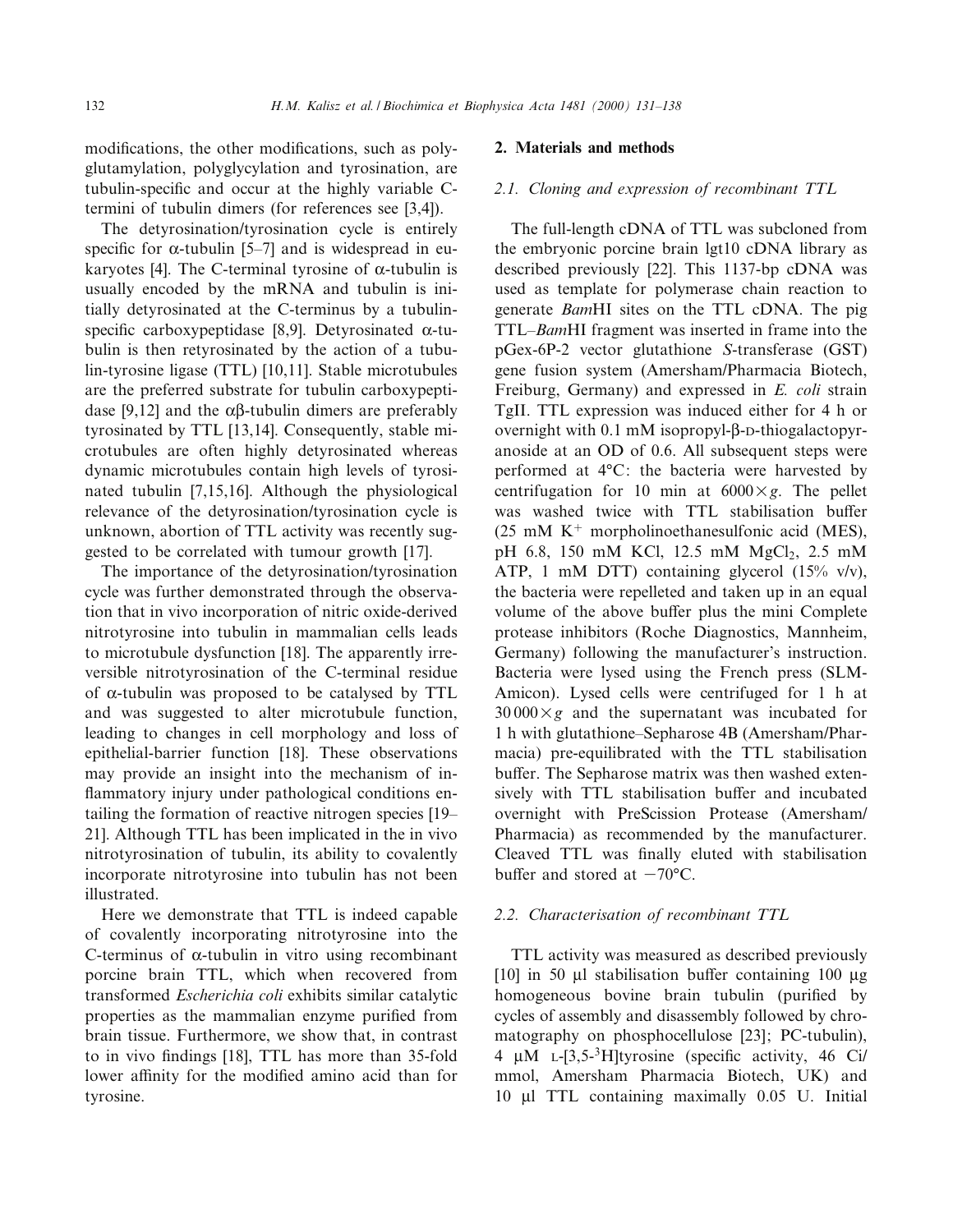modifications, the other modifications, such as polyglutamylation, polyglycylation and tyrosination, are tubulin-specific and occur at the highly variable C-termini of tubulin dimers (for references see [3,4]).

The detyrosination/tyrosination cycle is entirely specific for α-tubulin [5–7] and is widespread in eukaryotes [4]. The C-terminal tyrosine of α-tubulin is usually encoded by the mRNA and tubulin is initially detyrosinated at the C-terminus by a tubulin-specific carboxypeptidase [8,9]. Detyrosinated α-tubulin is then retyrosinated by the action of a tubulin-tyrosine ligase (TTL) [10,11]. Stable microtubules are the preferred substrate for tubulin carboxypeptidase [9,12] and the αβ-tubulin dimers are preferably tyrosinated by TTL [13,14]. Consequently, stable microtubules are often highly detyrosinated whereas dynamic microtubules contain high levels of tyrosinated tubulin [7,15,16]. Although the physiological relevance of the detyrosination/tyrosination cycle is unknown, abortion of TTL activity was recently suggested to be correlated with tumour growth [17].

The importance of the detyrosination/tyrosination cycle was further demonstrated through the observation that in vivo incorporation of nitric oxide-derived nitrotyrosine into tubulin in mammalian cells leads to microtubule dysfunction [18]. The apparently irreversible nitrotyrosination of the C-terminal residue of α-tubulin was proposed to be catalysed by TTL and was suggested to alter microtubule function, leading to changes in cell morphology and loss of epithelial-barrier function [18]. These observations may provide an insight into the mechanism of inflammatory injury under pathological conditions entailing the formation of reactive nitrogen species [19–21]. Although TTL has been implicated in the in vivo nitrotyrosination of tubulin, its ability to covalently incorporate nitrotyrosine into tubulin has not been illustrated.

Here we demonstrate that TTL is indeed capable of covalently incorporating nitrotyrosine into the C-terminus of α-tubulin in vitro using recombinant porcine brain TTL, which when recovered from transformed *Escherichia coli* exhibits similar catalytic properties as the mammalian enzyme purified from brain tissue. Furthermore, we show that, in contrast to in vivo findings [18], TTL has more than 35-fold lower affinity for the modified amino acid than for tyrosine.

## 2. Materials and methods

### 2.1. Cloning and expression of recombinant TTL

The full-length cDNA of TTL was subcloned from the embryonic porcine brain lgt10 cDNA library as described previously [22]. This 1137-bp cDNA was used as template for polymerase chain reaction to generate *Bam*HI sites on the TTL cDNA. The pig TTL–*Bam*HI fragment was inserted in frame into the pGex-6P-2 vector glutathione *S*-transferase (GST) gene fusion system (Amersham/Pharmacia Biotech, Freiburg, Germany) and expressed in *E. coli* strain TgII. TTL expression was induced either for 4 h or overnight with 0.1 mM isopropyl-β-D-thiogalactopyranoside at an OD of 0.6. All subsequent steps were performed at 4°C: the bacteria were harvested by centrifugation for 10 min at $6000 \times g$. The pellet was washed twice with TTL stabilisation buffer (25 mM $K^+$ morpholinoethanesulfonic acid (MES), pH 6.8, 150 mM KCl, 12.5 mM $MgCl_2$, 2.5 mM ATP, 1 mM DTT) containing glycerol (15% v/v), the bacteria were repelleted and taken up in an equal volume of the above buffer plus the mini Complete protease inhibitors (Roche Diagnostics, Mannheim, Germany) following the manufacturer's instruction. Bacteria were lysed using the French press (SLM-Amicon). Lysed cells were centrifuged for 1 h at $30\,000 \times g$ and the supernatant was incubated for 1 h with glutathione–Sepharose 4B (Amersham/Pharmacia) pre-equilibrated with the TTL stabilisation buffer. The Sepharose matrix was then washed extensively with TTL stabilisation buffer and incubated overnight with PreScission Protease (Amersham/Pharmacia) as recommended by the manufacturer. Cleaved TTL was finally eluted with stabilisation buffer and stored at −70°C.

### 2.2. Characterisation of recombinant TTL

TTL activity was measured as described previously [10] in 50 μl stabilisation buffer containing 100 μg homogeneous bovine brain tubulin (purified by cycles of assembly and disassembly followed by chromatography on phosphocellulose [23]; PC-tubulin), 4 μM L-[3,5-$^3$H]tyrosine (specific activity, 46 Ci/mmol, Amersham Pharmacia Biotech, UK) and 10 μl TTL containing maximally 0.05 U. Initial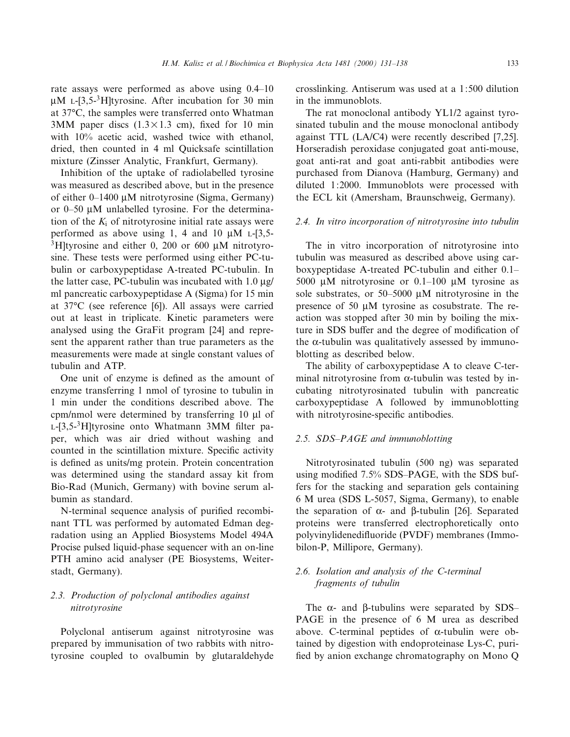rate assays were performed as above using 0.4–10 μM L-[3,5-$^3$H]tyrosine. After incubation for 30 min at 37°C, the samples were transferred onto Whatman 3MM paper discs (1.3×1.3 cm), fixed for 10 min with 10% acetic acid, washed twice with ethanol, dried, then counted in 4 ml Quicksafe scintillation mixture (Zinsser Analytic, Frankfurt, Germany).

Inhibition of the uptake of radiolabelled tyrosine was measured as described above, but in the presence of either 0–1400 μM nitrotyrosine (Sigma, Germany) or 0–50 μM unlabelled tyrosine. For the determination of the $K_i$ of nitrotyrosine initial rate assays were performed as above using 1, 4 and 10 μM L-[3,5-$^3$H]tyrosine and either 0, 200 or 600 μM nitrotyrosine. These tests were performed using either PC-tubulin or carboxypeptidase A-treated PC-tubulin. In the latter case, PC-tubulin was incubated with 1.0 μg/ml pancreatic carboxypeptidase A (Sigma) for 15 min at 37°C (see reference [6]). All assays were carried out at least in triplicate. Kinetic parameters were analysed using the GraFit program [24] and represent the apparent rather than true parameters as the measurements were made at single constant values of tubulin and ATP.

One unit of enzyme is defined as the amount of enzyme transferring 1 nmol of tyrosine to tubulin in 1 min under the conditions described above. The cpm/nmol were determined by transferring 10 μl of L-[3,5-$^3$H]tyrosine onto Whatmann 3MM filter paper, which was air dried without washing and counted in the scintillation mixture. Specific activity is defined as units/mg protein. Protein concentration was determined using the standard assay kit from Bio-Rad (Munich, Germany) with bovine serum albumin as standard.

N-terminal sequence analysis of purified recombinant TTL was performed by automated Edman degradation using an Applied Biosystems Model 494A Procise pulsed liquid-phase sequencer with an on-line PTH amino acid analyser (PE Biosystems, Weiterstadt, Germany).

### 2.3. Production of polyclonal antibodies against nitrotyrosine

Polyclonal antiserum against nitrotyrosine was prepared by immunisation of two rabbits with nitrotyrosine coupled to ovalbumin by glutaraldehyde crosslinking. Antiserum was used at a 1:500 dilution in the immunoblots.

The rat monoclonal antibody YL1/2 against tyrosinated tubulin and the mouse monoclonal antibody against TTL (LA/C4) were recently described [7,25]. Horseradish peroxidase conjugated goat anti-mouse, goat anti-rat and goat anti-rabbit antibodies were purchased from Dianova (Hamburg, Germany) and diluted 1:2000. Immunoblots were processed with the ECL kit (Amersham, Braunschweig, Germany).

### 2.4. In vitro incorporation of nitrotyrosine into tubulin

The in vitro incorporation of nitrotyrosine into tubulin was measured as described above using carboxypeptidase A-treated PC-tubulin and either 0.1–5000 μM nitrotyrosine or 0.1–100 μM tyrosine as sole substrates, or 50–5000 μM nitrotyrosine in the presence of 50 μM tyrosine as cosubstrate. The reaction was stopped after 30 min by boiling the mixture in SDS buffer and the degree of modification of the α-tubulin was qualitatively assessed by immunoblotting as described below.

The ability of carboxypeptidase A to cleave C-terminal nitrotyrosine from α-tubulin was tested by incubating nitrotyrosinated tubulin with pancreatic carboxypeptidase A followed by immunoblotting with nitrotyrosine-specific antibodies.

### 2.5. SDS–PAGE and immunoblotting

Nitrotyrosinated tubulin (500 ng) was separated using modified 7.5% SDS–PAGE, with the SDS buffers for the stacking and separation gels containing 6 M urea (SDS L-5057, Sigma, Germany), to enable the separation of α- and β-tubulin [26]. Separated proteins were transferred electrophoretically onto polyvinylidenedifluoride (PVDF) membranes (Immobilon-P, Millipore, Germany).

### 2.6. Isolation and analysis of the C-terminal fragments of tubulin

The α- and β-tubulins were separated by SDS–PAGE in the presence of 6 M urea as described above. C-terminal peptides of α-tubulin were obtained by digestion with endoproteinase Lys-C, purified by anion exchange chromatography on Mono Q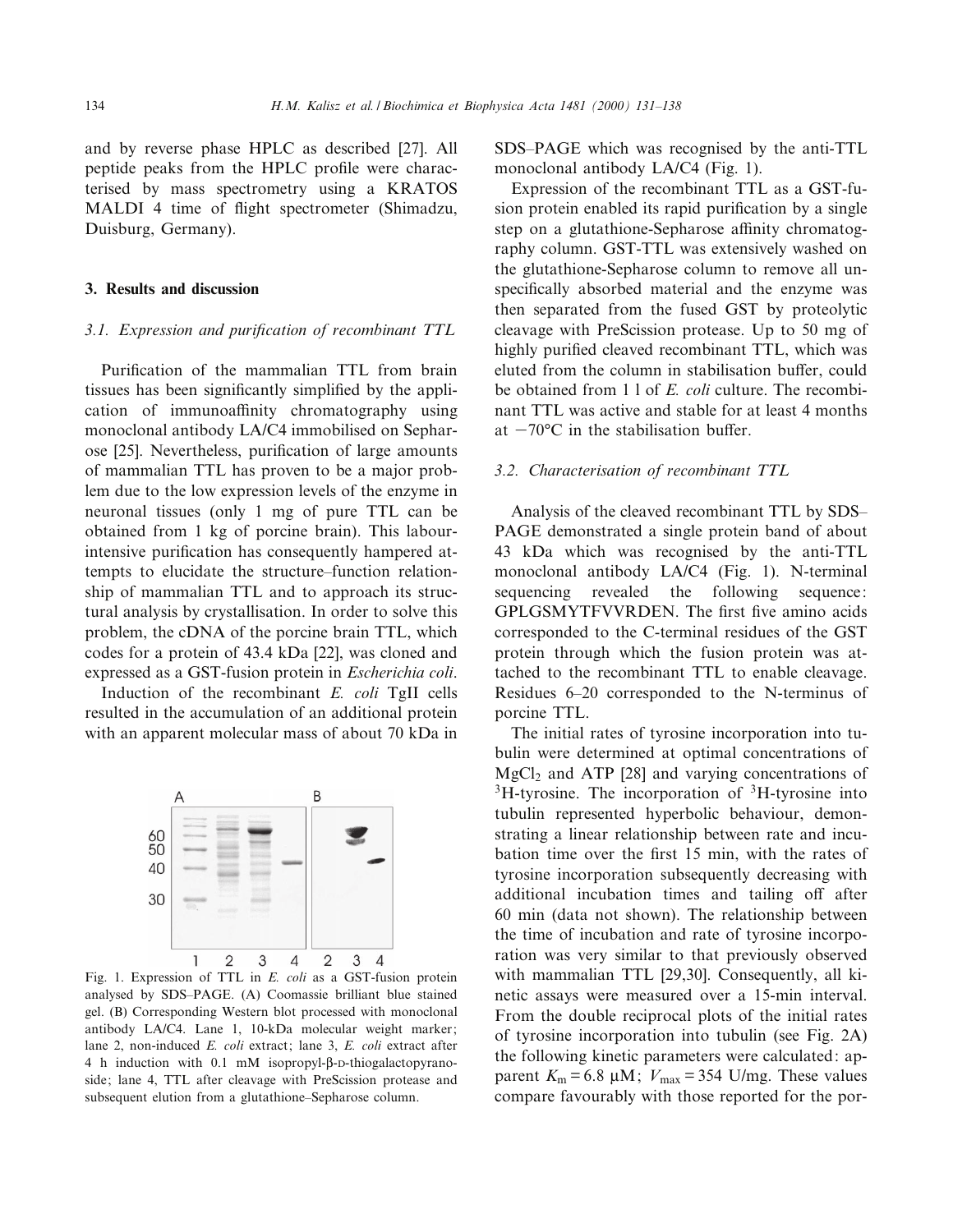and by reverse phase HPLC as described [27]. All peptide peaks from the HPLC profile were characterised by mass spectrometry using a KRATOS MALDI 4 time of flight spectrometer (Shimadzu, Duisburg, Germany).

## 3. Results and discussion

### 3.1. Expression and purification of recombinant TTL

Purification of the mammalian TTL from brain tissues has been significantly simplified by the application of immunoaffinity chromatography using monoclonal antibody LA/C4 immobilised on Sepharose [25]. Nevertheless, purification of large amounts of mammalian TTL has proven to be a major problem due to the low expression levels of the enzyme in neuronal tissues (only 1 mg of pure TTL can be obtained from 1 kg of porcine brain). This labour-intensive purification has consequently hampered attempts to elucidate the structure–function relationship of mammalian TTL and to approach its structural analysis by crystallisation. In order to solve this problem, the cDNA of the porcine brain TTL, which codes for a protein of 43.4 kDa [22], was cloned and expressed as a GST-fusion protein in *Escherichia coli*.

Induction of the recombinant *E. coli* TgII cells resulted in the accumulation of an additional protein with an apparent molecular mass of about 70 kDa in SDS–PAGE which was recognised by the anti-TTL monoclonal antibody LA/C4 (Fig. 1).

Fig. 1. Expression of TTL in *E. coli* as a GST-fusion protein analysed by SDS–PAGE. (A) Coomassie brilliant blue stained gel. (B) Corresponding Western blot processed with monoclonal antibody LA/C4. Lane 1, 10-kDa molecular weight marker; lane 2, non-induced *E. coli* extract; lane 3, *E. coli* extract after 4 h induction with 0.1 mM isopropyl-β-D-thiogalactopyranoside; lane 4, TTL after cleavage with PreScission protease and subsequent elution from a glutathione–Sepharose column.

Expression of the recombinant TTL as a GST-fusion protein enabled its rapid purification by a single step on a glutathione-Sepharose affinity chromatography column. GST-TTL was extensively washed on the glutathione-Sepharose column to remove all unspecifically absorbed material and the enzyme was then separated from the fused GST by proteolytic cleavage with PreScission protease. Up to 50 mg of highly purified cleaved recombinant TTL, which was eluted from the column in stabilisation buffer, could be obtained from 1 l of *E. coli* culture. The recombinant TTL was active and stable for at least 4 months at −70°C in the stabilisation buffer.

### 3.2. Characterisation of recombinant TTL

Analysis of the cleaved recombinant TTL by SDS–PAGE demonstrated a single protein band of about 43 kDa which was recognised by the anti-TTL monoclonal antibody LA/C4 (Fig. 1). N-terminal sequencing revealed the following sequence: GPLGSMYTFVVRDEN. The first five amino acids corresponded to the C-terminal residues of the GST protein through which the fusion protein was attached to the recombinant TTL to enable cleavage. Residues 6–20 corresponded to the N-terminus of porcine TTL.

The initial rates of tyrosine incorporation into tubulin were determined at optimal concentrations of $MgCl_2$ and ATP [28] and varying concentrations of $^3$H-tyrosine. The incorporation of $^3$H-tyrosine into tubulin represented hyperbolic behaviour, demonstrating a linear relationship between rate and incubation time over the first 15 min, with the rates of tyrosine incorporation subsequently decreasing with additional incubation times and tailing off after 60 min (data not shown). The relationship between the time of incubation and rate of tyrosine incorporation was very similar to that previously observed with mammalian TTL [29,30]. Consequently, all kinetic assays were measured over a 15-min interval. From the double reciprocal plots of the initial rates of tyrosine incorporation into tubulin (see Fig. 2A) the following kinetic parameters were calculated: apparent $K_m = 6.8$ μM; $V_{max} = 354$ U/mg. These values compare favourably with those reported for the por-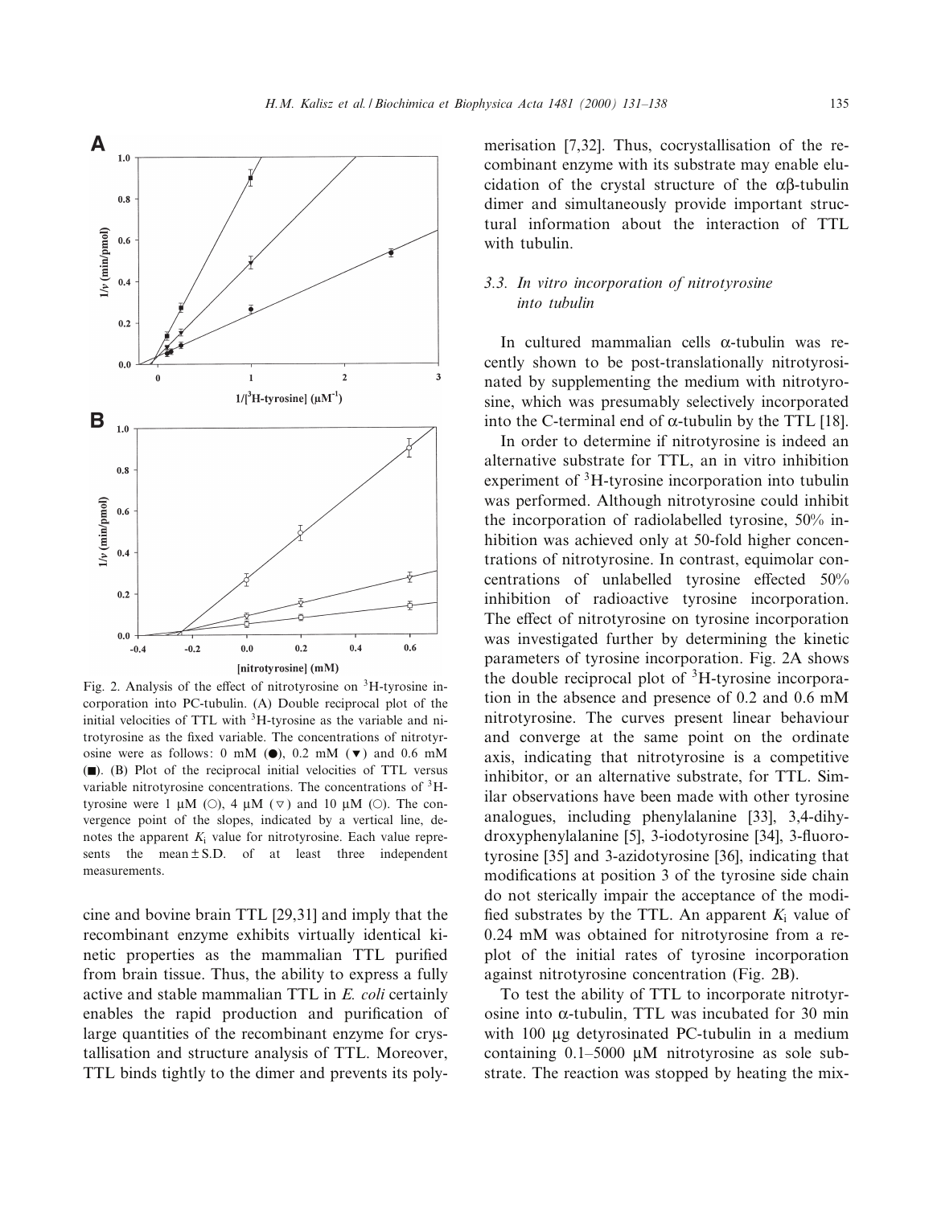Fig. 2. Analysis of the effect of nitrotyrosine on $^{3}$H-tyrosine incorporation into PC-tubulin. (A) Double reciprocal plot of the initial velocities of TTL with $^{3}$H-tyrosine as the variable and nitrotyrosine as the fixed variable. The concentrations of nitrotyrosine were as follows: 0 mM (●), 0.2 mM (▼) and 0.6 mM (■). (B) Plot of the reciprocal initial velocities of TTL versus variable nitrotyrosine concentrations. The concentrations of $^{3}$H-tyrosine were 1 μM (○), 4 μM (▽) and 10 μM (○). The convergence point of the slopes, indicated by a vertical line, denotes the apparent $K_i$ value for nitrotyrosine. Each value represents the mean ± S.D. of at least three independent measurements.

cine and bovine brain TTL [29,31] and imply that the recombinant enzyme exhibits virtually identical kinetic properties as the mammalian TTL purified from brain tissue. Thus, the ability to express a fully active and stable mammalian TTL in *E. coli* certainly enables the rapid production and purification of large quantities of the recombinant enzyme for crystallisation and structure analysis of TTL. Moreover, TTL binds tightly to the dimer and prevents its polymerisation [7,32]. Thus, cocrystallisation of the recombinant enzyme with its substrate may enable elucidation of the crystal structure of the αβ-tubulin dimer and simultaneously provide important structural information about the interaction of TTL with tubulin.

### 3.3. In vitro incorporation of nitrotyrosine into tubulin

In cultured mammalian cells α-tubulin was recently shown to be post-translationally nitrotyrosinated by supplementing the medium with nitrotyrosine, which was presumably selectively incorporated into the C-terminal end of α-tubulin by the TTL [18].

In order to determine if nitrotyrosine is indeed an alternative substrate for TTL, an in vitro inhibition experiment of $^{3}$H-tyrosine incorporation into tubulin was performed. Although nitrotyrosine could inhibit the incorporation of radiolabelled tyrosine, 50% inhibition was achieved only at 50-fold higher concentrations of nitrotyrosine. In contrast, equimolar concentrations of unlabelled tyrosine effected 50% inhibition of radioactive tyrosine incorporation. The effect of nitrotyrosine on tyrosine incorporation was investigated further by determining the kinetic parameters of tyrosine incorporation. Fig. 2A shows the double reciprocal plot of $^{3}$H-tyrosine incorporation in the absence and presence of 0.2 and 0.6 mM nitrotyrosine. The curves present linear behaviour and converge at the same point on the ordinate axis, indicating that nitrotyrosine is a competitive inhibitor, or an alternative substrate, for TTL. Similar observations have been made with other tyrosine analogues, including phenylalanine [33], 3,4-dihydroxyphenylalanine [5], 3-iodotyrosine [34], 3-fluorotyrosine [35] and 3-azidotyrosine [36], indicating that modifications at position 3 of the tyrosine side chain do not sterically impair the acceptance of the modified substrates by the TTL. An apparent $K_i$ value of 0.24 mM was obtained for nitrotyrosine from a replot of the initial rates of tyrosine incorporation against nitrotyrosine concentration (Fig. 2B).

To test the ability of TTL to incorporate nitrotyrosine into α-tubulin, TTL was incubated for 30 min with 100 μg detyrosinated PC-tubulin in a medium containing 0.1–5000 μM nitrotyrosine as sole substrate. The reaction was stopped by heating the mix-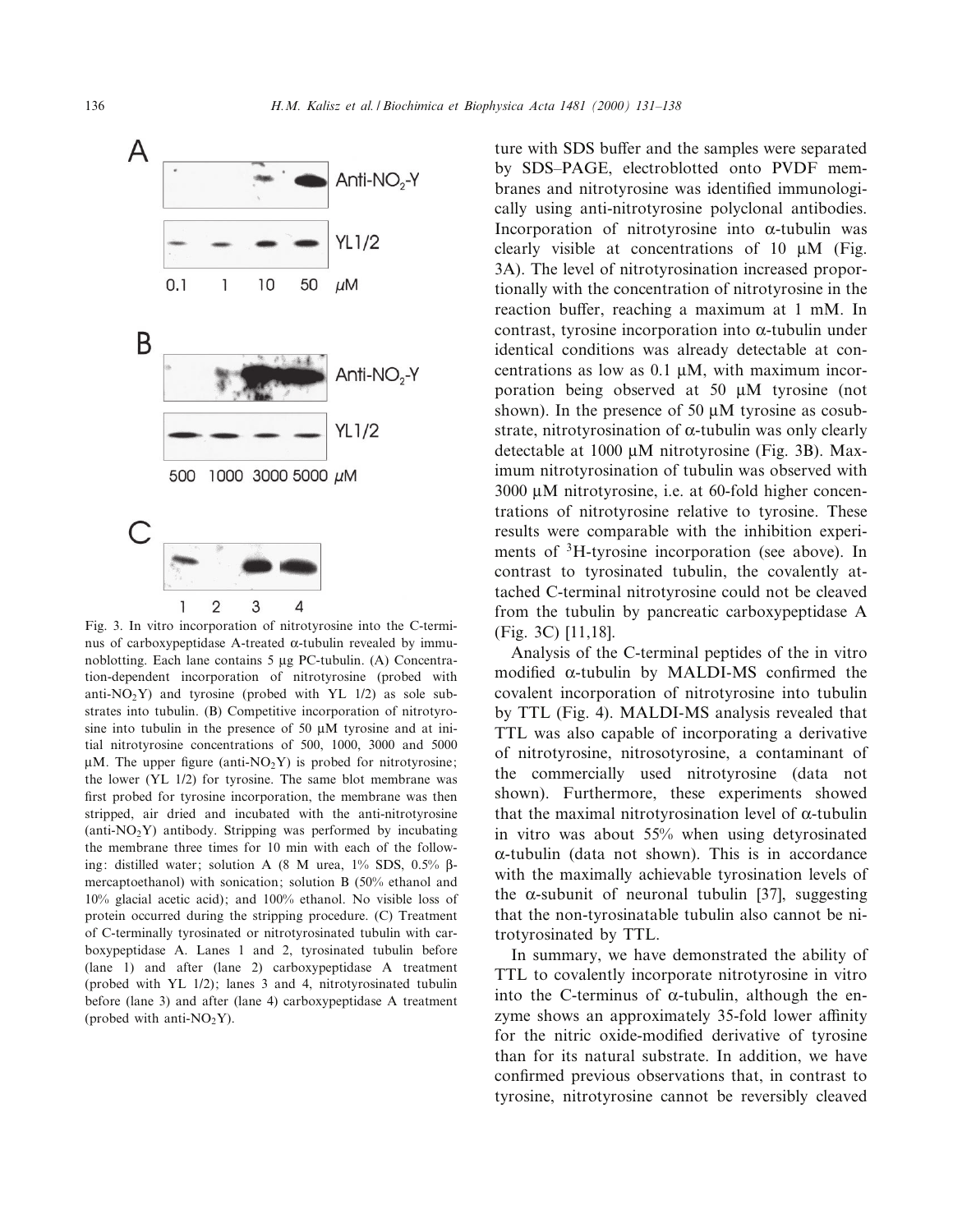Fig. 3. In vitro incorporation of nitrotyrosine into the C-terminus of carboxypeptidase A-treated α-tubulin revealed by immunoblotting. Each lane contains 5 μg PC-tubulin. (A) Concentration-dependent incorporation of nitrotyrosine (probed with anti-$NO_2Y$) and tyrosine (probed with YL 1/2) as sole substrates into tubulin. (B) Competitive incorporation of nitrotyrosine into tubulin in the presence of 50 μM tyrosine and at initial nitrotyrosine concentrations of 500, 1000, 3000 and 5000 μM. The upper figure (anti-$NO_2Y$) is probed for nitrotyrosine; the lower (YL 1/2) for tyrosine. The same blot membrane was first probed for tyrosine incorporation, the membrane was then stripped, air dried and incubated with the anti-nitrotyrosine (anti-$NO_2Y$) antibody. Stripping was performed by incubating the membrane three times for 10 min with each of the following: distilled water; solution A (8 M urea, 1% SDS, 0.5% β-mercaptoethanol) with sonication; solution B (50% ethanol and 10% glacial acetic acid); and 100% ethanol. No visible loss of protein occurred during the stripping procedure. (C) Treatment of C-terminally tyrosinated or nitrotyrosinated tubulin with carboxypeptidase A. Lanes 1 and 2, tyrosinated tubulin before (lane 1) and after (lane 2) carboxypeptidase A treatment (probed with YL 1/2); lanes 3 and 4, nitrotyrosinated tubulin before (lane 3) and after (lane 4) carboxypeptidase A treatment (probed with anti-$NO_2Y$).

ture with SDS buffer and the samples were separated by SDS–PAGE, electroblotted onto PVDF membranes and nitrotyrosine was identified immunologically using anti-nitrotyrosine polyclonal antibodies. Incorporation of nitrotyrosine into α-tubulin was clearly visible at concentrations of 10 μM (Fig. 3A). The level of nitrotyrosination increased proportionally with the concentration of nitrotyrosine in the reaction buffer, reaching a maximum at 1 mM. In contrast, tyrosine incorporation into α-tubulin under identical conditions was already detectable at concentrations as low as 0.1 μM, with maximum incorporation being observed at 50 μM tyrosine (not shown). In the presence of 50 μM tyrosine as cosubstrate, nitrotyrosination of α-tubulin was only clearly detectable at 1000 μM nitrotyrosine (Fig. 3B). Maximum nitrotyrosination of tubulin was observed with 3000 μM nitrotyrosine, i.e. at 60-fold higher concentrations of nitrotyrosine relative to tyrosine. These results were comparable with the inhibition experiments of $^3$H-tyrosine incorporation (see above). In contrast to tyrosinated tubulin, the covalently attached C-terminal nitrotyrosine could not be cleaved from the tubulin by pancreatic carboxypeptidase A (Fig. 3C) [11,18].

Analysis of the C-terminal peptides of the in vitro modified α-tubulin by MALDI-MS confirmed the covalent incorporation of nitrotyrosine into tubulin by TTL (Fig. 4). MALDI-MS analysis revealed that TTL was also capable of incorporating a derivative of nitrotyrosine, nitrosotyrosine, a contaminant of the commercially used nitrotyrosine (data not shown). Furthermore, these experiments showed that the maximal nitrotyrosination level of α-tubulin in vitro was about 55% when using detyrosinated α-tubulin (data not shown). This is in accordance with the maximally achievable tyrosination levels of the α-subunit of neuronal tubulin [37], suggesting that the non-tyrosinatable tubulin also cannot be nitrotyrosinated by TTL.

In summary, we have demonstrated the ability of TTL to covalently incorporate nitrotyrosine in vitro into the C-terminus of α-tubulin, although the enzyme shows an approximately 35-fold lower affinity for the nitric oxide-modified derivative of tyrosine than for its natural substrate. In addition, we have confirmed previous observations that, in contrast to tyrosine, nitrotyrosine cannot be reversibly cleaved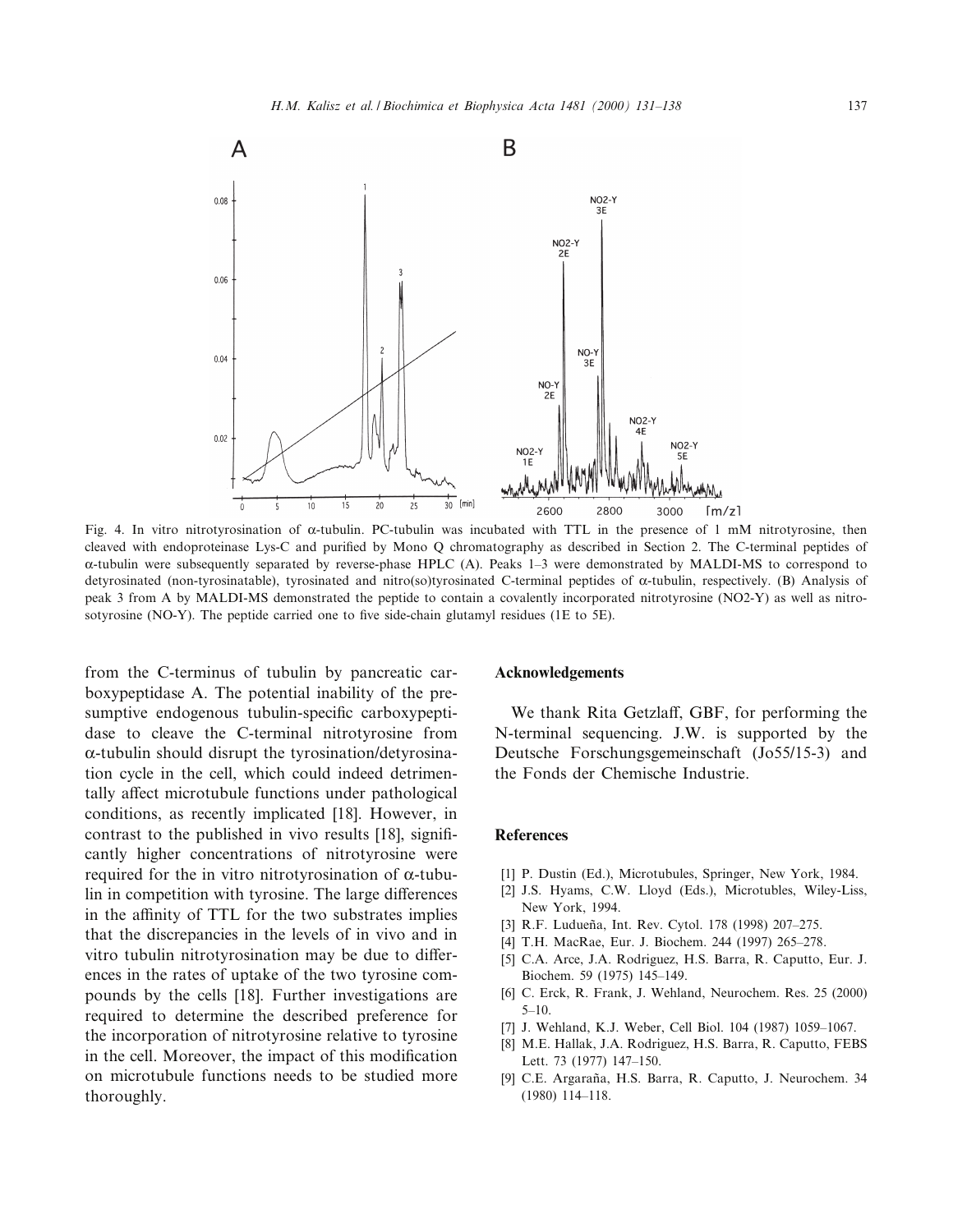Fig. 4. In vitro nitrotyrosination of α-tubulin. PC-tubulin was incubated with TTL in the presence of 1 mM nitrotyrosine, then cleaved with endoproteinase Lys-C and purified by Mono Q chromatography as described in Section 2. The C-terminal peptides of α-tubulin were subsequently separated by reverse-phase HPLC (A). Peaks 1–3 were demonstrated by MALDI-MS to correspond to detyrosinated (non-tyrosinatable), tyrosinated and nitro(so)tyrosinated C-terminal peptides of α-tubulin, respectively. (B) Analysis of peak 3 from A by MALDI-MS demonstrated the peptide to contain a covalently incorporated nitrotyrosine (NO2-Y) as well as nitrosotyrosine (NO-Y). The peptide carried one to five side-chain glutamyl residues (1E to 5E).

from the C-terminus of tubulin by pancreatic carboxypeptidase A. The potential inability of the presumptive endogenous tubulin-specific carboxypeptidase to cleave the C-terminal nitrotyrosine from α-tubulin should disrupt the tyrosination/detyrosination cycle in the cell, which could indeed detrimentally affect microtubule functions under pathological conditions, as recently implicated [18]. However, in contrast to the published in vivo results [18], significantly higher concentrations of nitrotyrosine were required for the in vitro nitrotyrosination of α-tubulin in competition with tyrosine. The large differences in the affinity of TTL for the two substrates implies that the discrepancies in the levels of in vivo and in vitro tubulin nitrotyrosination may be due to differences in the rates of uptake of the two tyrosine compounds by the cells [18]. Further investigations are required to determine the described preference for the incorporation of nitrotyrosine relative to tyrosine in the cell. Moreover, the impact of this modification on microtubule functions needs to be studied more thoroughly.

## Acknowledgements

We thank Rita Getzlaff, GBF, for performing the N-terminal sequencing. J.W. is supported by the Deutsche Forschungsgemeinschaft (Jo55/15-3) and the Fonds der Chemische Industrie.

## References

- [1] P. Dustin (Ed.), Microtubules, Springer, New York, 1984.
- [2] J.S. Hyams, C.W. Lloyd (Eds.), Microtubles, Wiley-Liss, New York, 1994.
- [3] R.F. Ludueña, Int. Rev. Cytol. 178 (1998) 207–275.
- [4] T.H. MacRae, Eur. J. Biochem. 244 (1997) 265–278.
- [5] C.A. Arce, J.A. Rodriguez, H.S. Barra, R. Caputto, Eur. J. Biochem. 59 (1975) 145–149.
- [6] C. Erck, R. Frank, J. Wehland, Neurochem. Res. 25 (2000) 5–10.
- [7] J. Wehland, K.J. Weber, Cell Biol. 104 (1987) 1059–1067.
- [8] M.E. Hallak, J.A. Rodriguez, H.S. Barra, R. Caputto, FEBS Lett. 73 (1977) 147–150.
- [9] C.E. Argaraña, H.S. Barra, R. Caputto, J. Neurochem. 34 (1980) 114–118.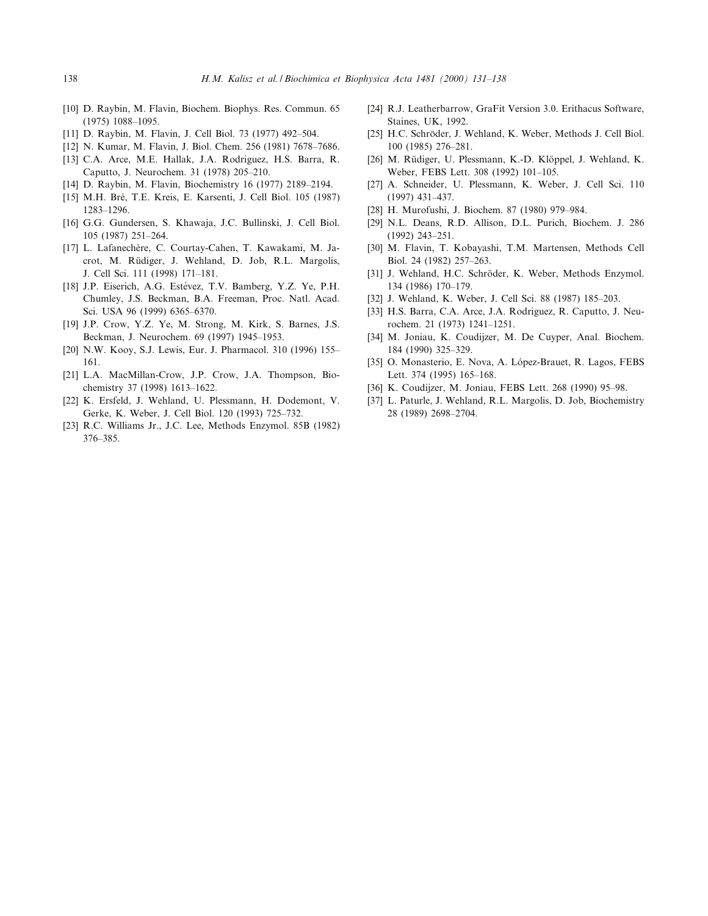[10] D. Raybin, M. Flavin, Biochem. Biophys. Res. Commun. 65 (1975) 1088–1095.

[11] D. Raybin, M. Flavin, J. Cell Biol. 73 (1977) 492–504.

[12] N. Kumar, M. Flavin, J. Biol. Chem. 256 (1981) 7678–7686.

[13] C.A. Arce, M.E. Hallak, J.A. Rodriguez, H.S. Barra, R. Caputto, J. Neurochem. 31 (1978) 205–210.

[14] D. Raybin, M. Flavin, Biochemistry 16 (1977) 2189–2194.

[15] M.H. Bré, T.E. Kreis, E. Karsenti, J. Cell Biol. 105 (1987) 1283–1296.

[16] G.G. Gundersen, S. Khawaja, J.C. Bullinski, J. Cell Biol. 105 (1987) 251–264.

[17] L. Lafanechère, C. Courtay-Cahen, T. Kawakami, M. Jacrot, M. Rüdiger, J. Wehland, D. Job, R.L. Margolis, J. Cell Sci. 111 (1998) 171–181.

[18] J.P. Eiserich, A.G. Estévez, T.V. Bamberg, Y.Z. Ye, P.H. Chumley, J.S. Beckman, B.A. Freeman, Proc. Natl. Acad. Sci. USA 96 (1999) 6365–6370.

[19] J.P. Crow, Y.Z. Ye, M. Strong, M. Kirk, S. Barnes, J.S. Beckman, J. Neurochem. 69 (1997) 1945–1953.

[20] N.W. Kooy, S.J. Lewis, Eur. J. Pharmacol. 310 (1996) 155–161.

[21] L.A. MacMillan-Crow, J.P. Crow, J.A. Thompson, Biochemistry 37 (1998) 1613–1622.

[22] K. Ersfeld, J. Wehland, U. Plessmann, H. Dodemont, V. Gerke, K. Weber, J. Cell Biol. 120 (1993) 725–732.

[23] R.C. Williams Jr., J.C. Lee, Methods Enzymol. 85B (1982) 376–385.

[24] R.J. Leatherbarrow, GraFit Version 3.0. Erithacus Software, Staines, UK, 1992.

[25] H.C. Schröder, J. Wehland, K. Weber, Methods J. Cell Biol. 100 (1985) 276–281.

[26] M. Rüdiger, U. Plessmann, K.-D. Klöppel, J. Wehland, K. Weber, FEBS Lett. 308 (1992) 101–105.

[27] A. Schneider, U. Plessmann, K. Weber, J. Cell Sci. 110 (1997) 431–437.

[28] H. Murofushi, J. Biochem. 87 (1980) 979–984.

[29] N.L. Deans, R.D. Allison, D.L. Purich, Biochem. J. 286 (1992) 243–251.

[30] M. Flavin, T. Kobayashi, T.M. Martensen, Methods Cell Biol. 24 (1982) 257–263.

[31] J. Wehland, H.C. Schröder, K. Weber, Methods Enzymol. 134 (1986) 170–179.

[32] J. Wehland, K. Weber, J. Cell Sci. 88 (1987) 185–203.

[33] H.S. Barra, C.A. Arce, J.A. Rodriguez, R. Caputto, J. Neurochem. 21 (1973) 1241–1251.

[34] M. Joniau, K. Coudijzer, M. De Cuyper, Anal. Biochem. 184 (1990) 325–329.

[35] O. Monasterio, E. Nova, A. López-Brauet, R. Lagos, FEBS Lett. 374 (1995) 165–168.

[36] K. Coudijzer, M. Joniau, FEBS Lett. 268 (1990) 95–98.

[37] L. Paturle, J. Wehland, R.L. Margolis, D. Job, Biochemistry 28 (1989) 2698–2704.